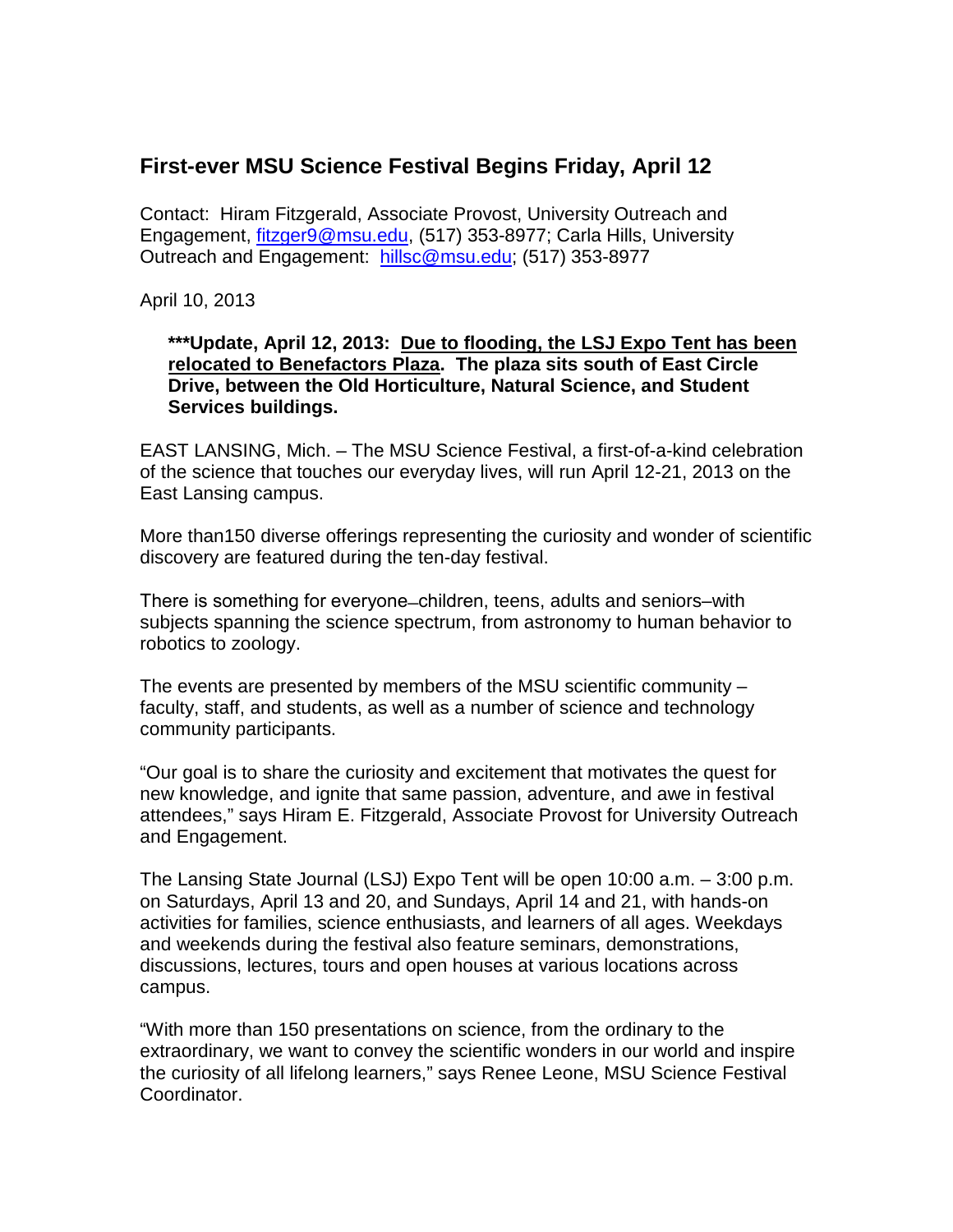## First-ever MSU Science Festival Begins Friday, April 12

Contact: Hiram Fitzgerald, Associate Provost, University Outreach and Engagement, fitzger9@msu.edu, (517) 353-8977; Carla Hills, University Outreach and Engagement: hillsc@msu.edu; (517) 353-8977

April 10, 2013

> **\*\*\*Update, April 12, 2013: <u>Due to flooding, the LSJ Expo Tent has been relocated to Benefactors Plaza</u>. The plaza sits south of East Circle Drive, between the Old Horticulture, Natural Science, and Student Services buildings.**

EAST LANSING, Mich. – The MSU Science Festival, a first-of-a-kind celebration of the science that touches our everyday lives, will run April 12-21, 2013 on the East Lansing campus.

More than150 diverse offerings representing the curiosity and wonder of scientific discovery are featured during the ten-day festival.

There is something for everyone–children, teens, adults and seniors–with subjects spanning the science spectrum, from astronomy to human behavior to robotics to zoology.

The events are presented by members of the MSU scientific community – faculty, staff, and students, as well as a number of science and technology community participants.

"Our goal is to share the curiosity and excitement that motivates the quest for new knowledge, and ignite that same passion, adventure, and awe in festival attendees," says Hiram E. Fitzgerald, Associate Provost for University Outreach and Engagement.

The Lansing State Journal (LSJ) Expo Tent will be open 10:00 a.m. – 3:00 p.m. on Saturdays, April 13 and 20, and Sundays, April 14 and 21, with hands-on activities for families, science enthusiasts, and learners of all ages. Weekdays and weekends during the festival also feature seminars, demonstrations, discussions, lectures, tours and open houses at various locations across campus.

"With more than 150 presentations on science, from the ordinary to the extraordinary, we want to convey the scientific wonders in our world and inspire the curiosity of all lifelong learners," says Renee Leone, MSU Science Festival Coordinator.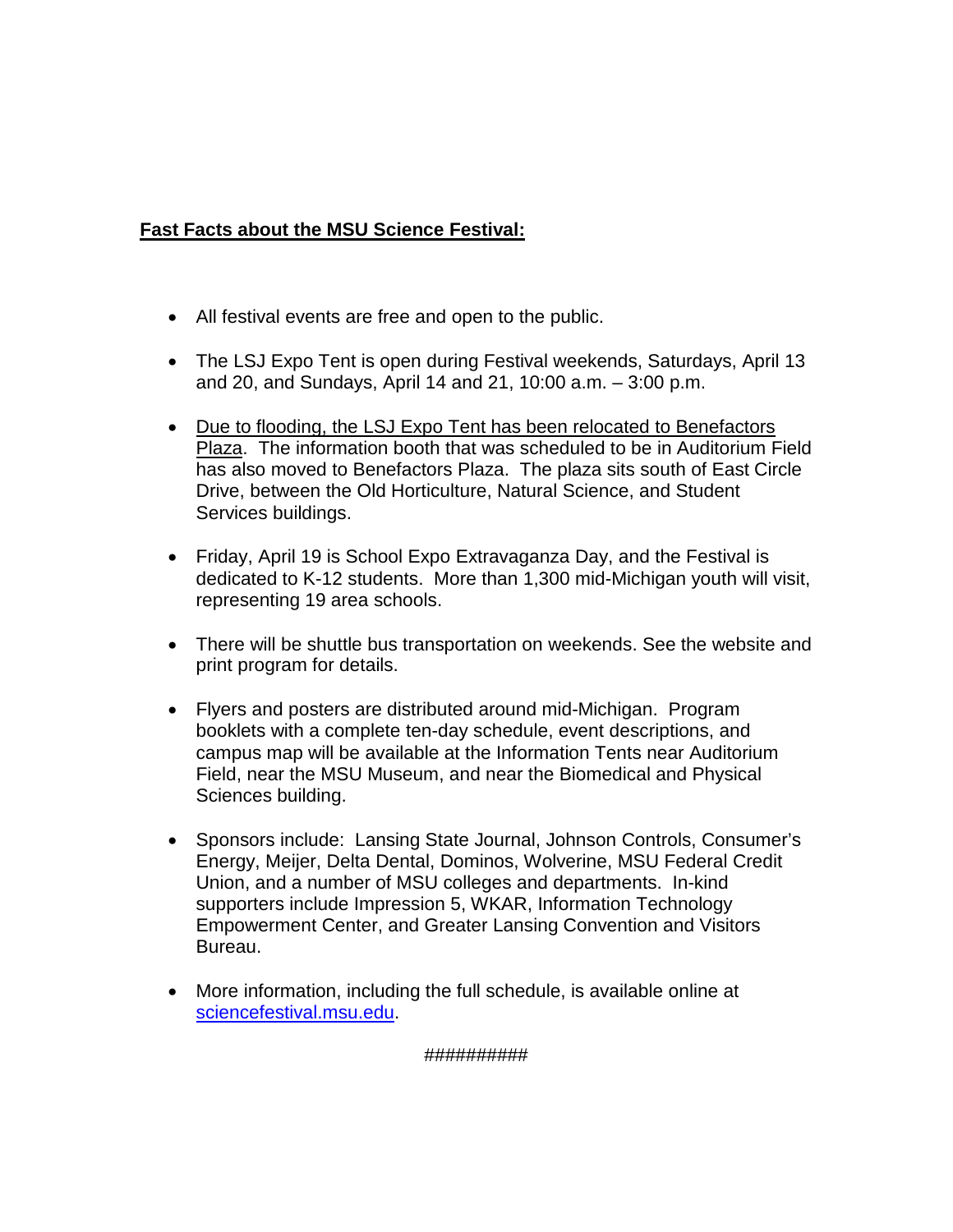**Fast Facts about the MSU Science Festival:**

- All festival events are free and open to the public.

- The LSJ Expo Tent is open during Festival weekends, Saturdays, April 13 and 20, and Sundays, April 14 and 21, 10:00 a.m. – 3:00 p.m.

- Due to flooding, the LSJ Expo Tent has been relocated to Benefactors Plaza. The information booth that was scheduled to be in Auditorium Field has also moved to Benefactors Plaza. The plaza sits south of East Circle Drive, between the Old Horticulture, Natural Science, and Student Services buildings.

- Friday, April 19 is School Expo Extravaganza Day, and the Festival is dedicated to K-12 students. More than 1,300 mid-Michigan youth will visit, representing 19 area schools.

- There will be shuttle bus transportation on weekends. See the website and print program for details.

- Flyers and posters are distributed around mid-Michigan. Program booklets with a complete ten-day schedule, event descriptions, and campus map will be available at the Information Tents near Auditorium Field, near the MSU Museum, and near the Biomedical and Physical Sciences building.

- Sponsors include: Lansing State Journal, Johnson Controls, Consumer's Energy, Meijer, Delta Dental, Dominos, Wolverine, MSU Federal Credit Union, and a number of MSU colleges and departments. In-kind supporters include Impression 5, WKAR, Information Technology Empowerment Center, and Greater Lansing Convention and Visitors Bureau.

- More information, including the full schedule, is available online at [sciencefestival.msu.edu](sciencefestival.msu.edu).

##########